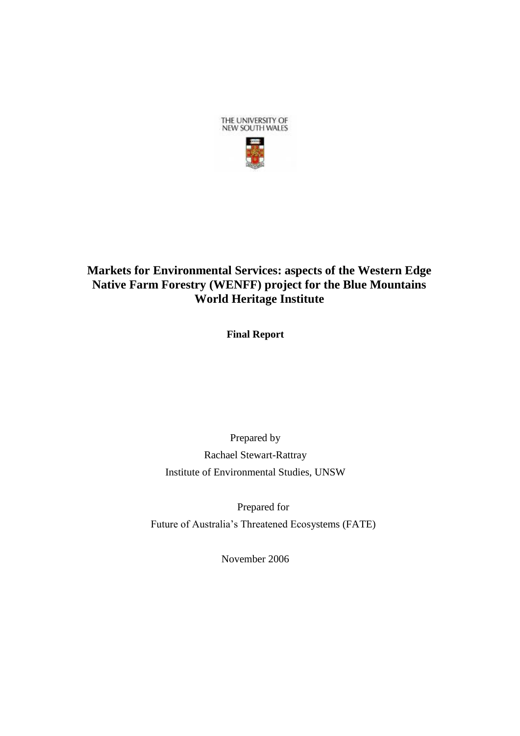THE UNIVERSITY OF
NEW SOUTH WALES

# Markets for Environmental Services: aspects of the Western Edge Native Farm Forestry (WENFF) project for the Blue Mountains World Heritage Institute

**Final Report**

Prepared by

Rachael Stewart-Rattray

Institute of Environmental Studies, UNSW

Prepared for

Future of Australia's Threatened Ecosystems (FATE)

November 2006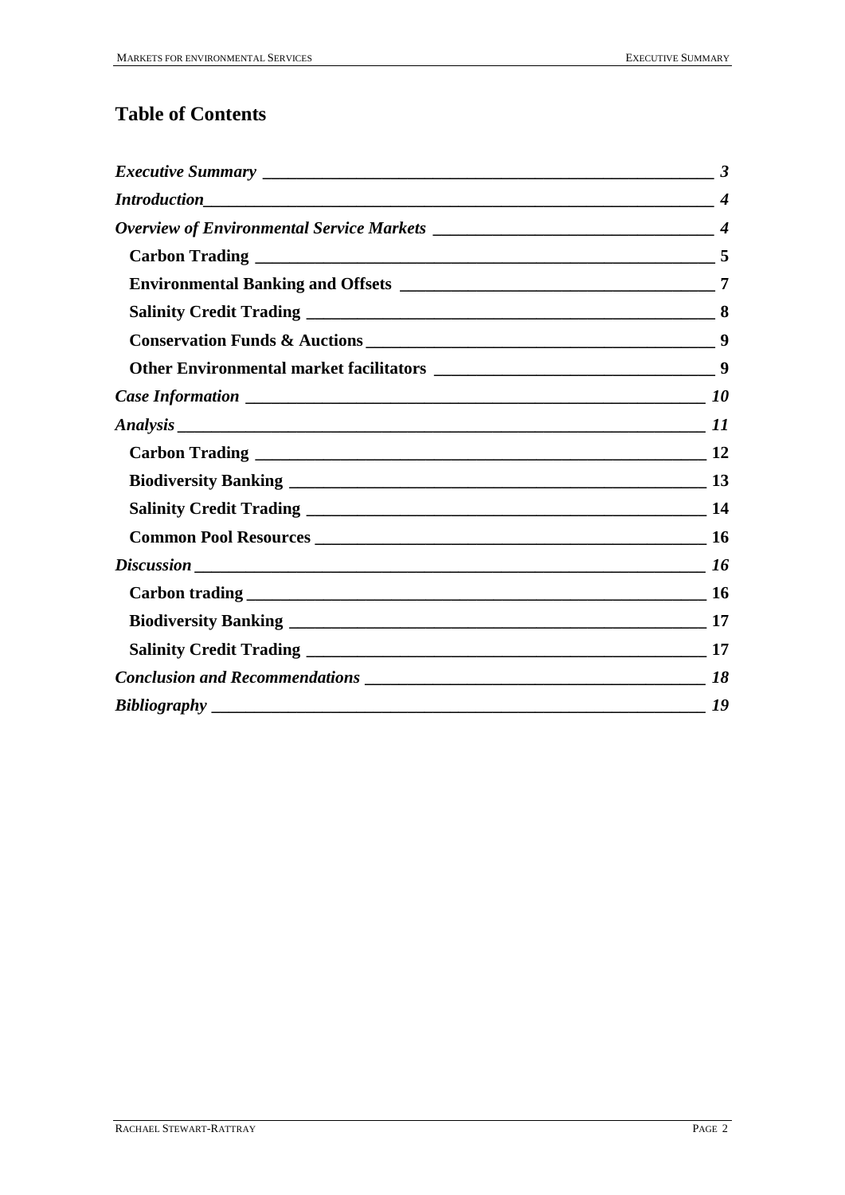# Table of Contents

*Executive Summary* — 3

*Introduction* — 4

*Overview of Environmental Service Markets* — 4

- **Carbon Trading** — 5
- **Environmental Banking and Offsets** — 7
- **Salinity Credit Trading** — 8
- **Conservation Funds & Auctions** — 9
- **Other Environmental market facilitators** — 9

*Case Information* — 10

*Analysis* — 11

- **Carbon Trading** — 12
- **Biodiversity Banking** — 13
- **Salinity Credit Trading** — 14
- **Common Pool Resources** — 16

*Discussion* — 16

- **Carbon trading** — 16
- **Biodiversity Banking** — 17
- **Salinity Credit Trading** — 17

*Conclusion and Recommendations* — 18

*Bibliography* — 19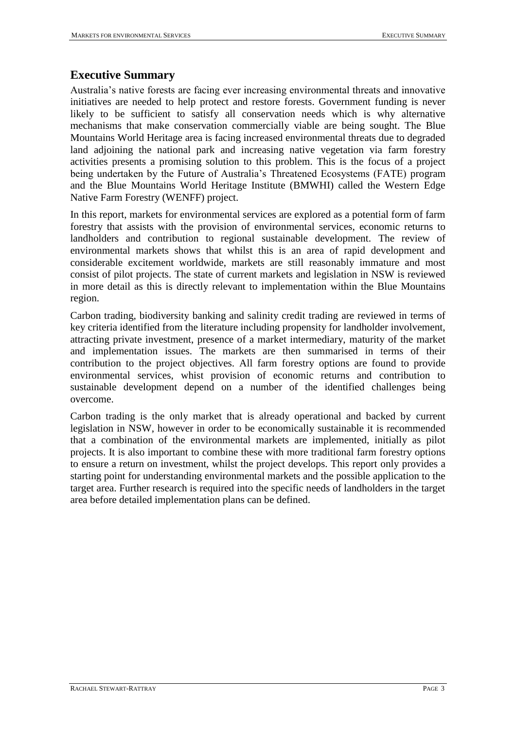## Executive Summary

Australia's native forests are facing ever increasing environmental threats and innovative initiatives are needed to help protect and restore forests. Government funding is never likely to be sufficient to satisfy all conservation needs which is why alternative mechanisms that make conservation commercially viable are being sought. The Blue Mountains World Heritage area is facing increased environmental threats due to degraded land adjoining the national park and increasing native vegetation via farm forestry activities presents a promising solution to this problem. This is the focus of a project being undertaken by the Future of Australia's Threatened Ecosystems (FATE) program and the Blue Mountains World Heritage Institute (BMWHI) called the Western Edge Native Farm Forestry (WENFF) project.

In this report, markets for environmental services are explored as a potential form of farm forestry that assists with the provision of environmental services, economic returns to landholders and contribution to regional sustainable development. The review of environmental markets shows that whilst this is an area of rapid development and considerable excitement worldwide, markets are still reasonably immature and most consist of pilot projects. The state of current markets and legislation in NSW is reviewed in more detail as this is directly relevant to implementation within the Blue Mountains region.

Carbon trading, biodiversity banking and salinity credit trading are reviewed in terms of key criteria identified from the literature including propensity for landholder involvement, attracting private investment, presence of a market intermediary, maturity of the market and implementation issues. The markets are then summarised in terms of their contribution to the project objectives. All farm forestry options are found to provide environmental services, whist provision of economic returns and contribution to sustainable development depend on a number of the identified challenges being overcome.

Carbon trading is the only market that is already operational and backed by current legislation in NSW, however in order to be economically sustainable it is recommended that a combination of the environmental markets are implemented, initially as pilot projects. It is also important to combine these with more traditional farm forestry options to ensure a return on investment, whilst the project develops. This report only provides a starting point for understanding environmental markets and the possible application to the target area. Further research is required into the specific needs of landholders in the target area before detailed implementation plans can be defined.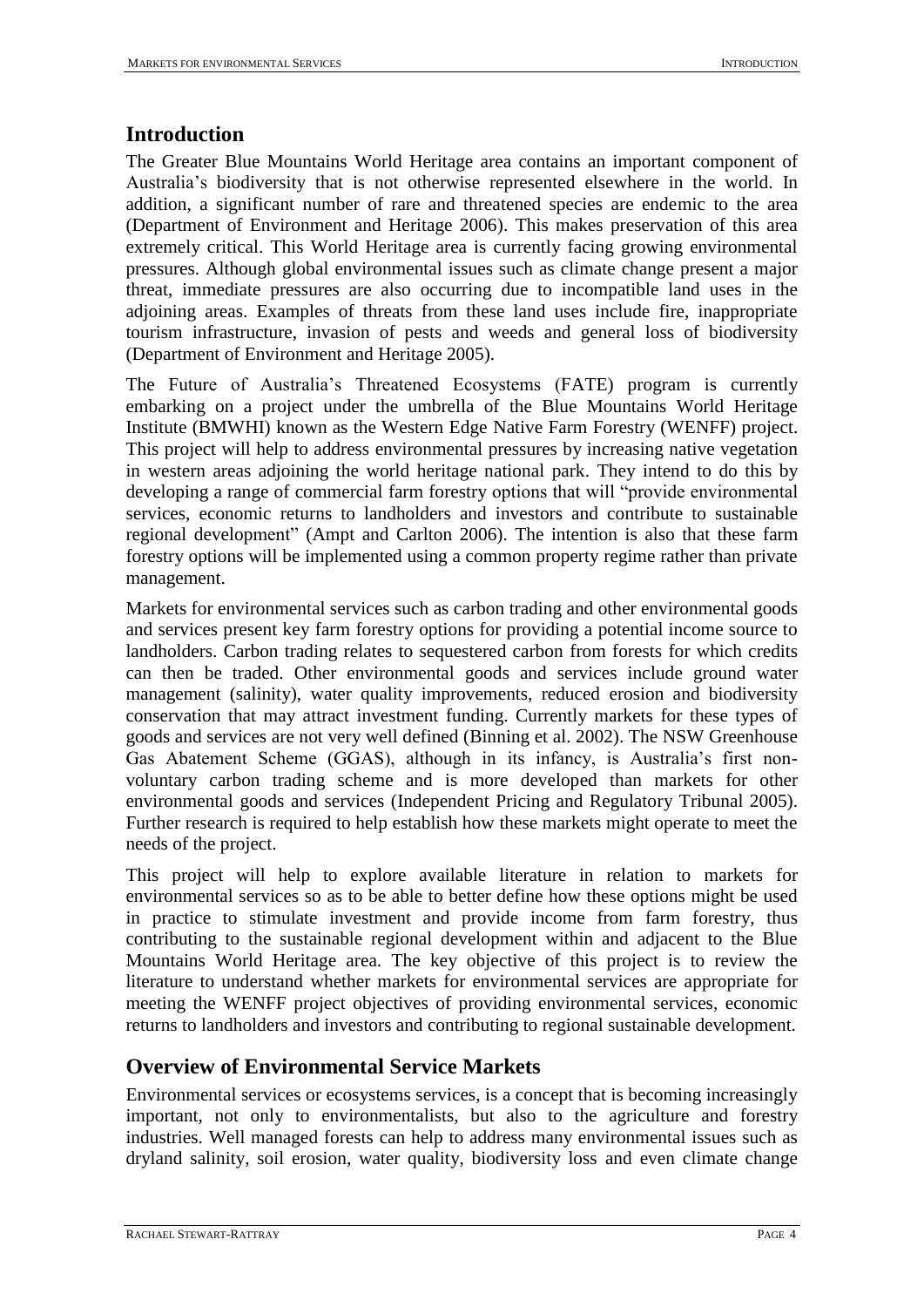## Introduction

The Greater Blue Mountains World Heritage area contains an important component of Australia's biodiversity that is not otherwise represented elsewhere in the world. In addition, a significant number of rare and threatened species are endemic to the area (Department of Environment and Heritage 2006). This makes preservation of this area extremely critical. This World Heritage area is currently facing growing environmental pressures. Although global environmental issues such as climate change present a major threat, immediate pressures are also occurring due to incompatible land uses in the adjoining areas. Examples of threats from these land uses include fire, inappropriate tourism infrastructure, invasion of pests and weeds and general loss of biodiversity (Department of Environment and Heritage 2005).

The Future of Australia's Threatened Ecosystems (FATE) program is currently embarking on a project under the umbrella of the Blue Mountains World Heritage Institute (BMWHI) known as the Western Edge Native Farm Forestry (WENFF) project. This project will help to address environmental pressures by increasing native vegetation in western areas adjoining the world heritage national park. They intend to do this by developing a range of commercial farm forestry options that will "provide environmental services, economic returns to landholders and investors and contribute to sustainable regional development" (Ampt and Carlton 2006). The intention is also that these farm forestry options will be implemented using a common property regime rather than private management.

Markets for environmental services such as carbon trading and other environmental goods and services present key farm forestry options for providing a potential income source to landholders. Carbon trading relates to sequestered carbon from forests for which credits can then be traded. Other environmental goods and services include ground water management (salinity), water quality improvements, reduced erosion and biodiversity conservation that may attract investment funding. Currently markets for these types of goods and services are not very well defined (Binning et al. 2002). The NSW Greenhouse Gas Abatement Scheme (GGAS), although in its infancy, is Australia's first non-voluntary carbon trading scheme and is more developed than markets for other environmental goods and services (Independent Pricing and Regulatory Tribunal 2005). Further research is required to help establish how these markets might operate to meet the needs of the project.

This project will help to explore available literature in relation to markets for environmental services so as to be able to better define how these options might be used in practice to stimulate investment and provide income from farm forestry, thus contributing to the sustainable regional development within and adjacent to the Blue Mountains World Heritage area. The key objective of this project is to review the literature to understand whether markets for environmental services are appropriate for meeting the WENFF project objectives of providing environmental services, economic returns to landholders and investors and contributing to regional sustainable development.

## Overview of Environmental Service Markets

Environmental services or ecosystems services, is a concept that is becoming increasingly important, not only to environmentalists, but also to the agriculture and forestry industries. Well managed forests can help to address many environmental issues such as dryland salinity, soil erosion, water quality, biodiversity loss and even climate change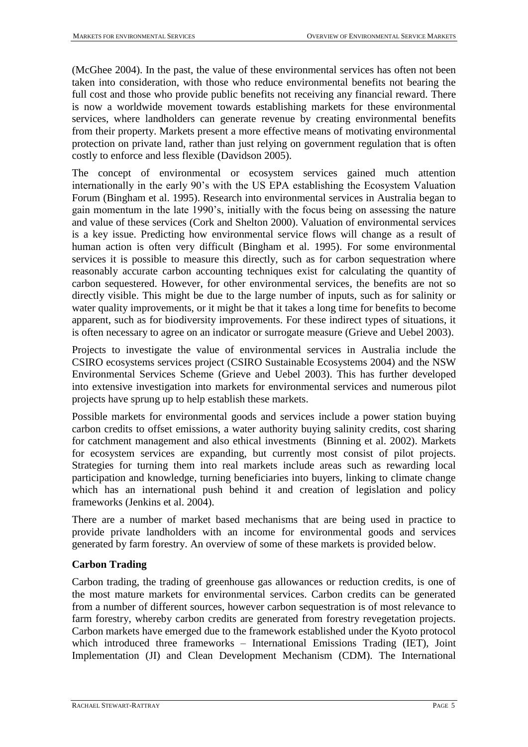(McGhee 2004). In the past, the value of these environmental services has often not been taken into consideration, with those who reduce environmental benefits not bearing the full cost and those who provide public benefits not receiving any financial reward. There is now a worldwide movement towards establishing markets for these environmental services, where landholders can generate revenue by creating environmental benefits from their property. Markets present a more effective means of motivating environmental protection on private land, rather than just relying on government regulation that is often costly to enforce and less flexible (Davidson 2005).

The concept of environmental or ecosystem services gained much attention internationally in the early 90's with the US EPA establishing the Ecosystem Valuation Forum (Bingham et al. 1995). Research into environmental services in Australia began to gain momentum in the late 1990's, initially with the focus being on assessing the nature and value of these services (Cork and Shelton 2000). Valuation of environmental services is a key issue. Predicting how environmental service flows will change as a result of human action is often very difficult (Bingham et al. 1995). For some environmental services it is possible to measure this directly, such as for carbon sequestration where reasonably accurate carbon accounting techniques exist for calculating the quantity of carbon sequestered. However, for other environmental services, the benefits are not so directly visible. This might be due to the large number of inputs, such as for salinity or water quality improvements, or it might be that it takes a long time for benefits to become apparent, such as for biodiversity improvements. For these indirect types of situations, it is often necessary to agree on an indicator or surrogate measure (Grieve and Uebel 2003).

Projects to investigate the value of environmental services in Australia include the CSIRO ecosystems services project (CSIRO Sustainable Ecosystems 2004) and the NSW Environmental Services Scheme (Grieve and Uebel 2003). This has further developed into extensive investigation into markets for environmental services and numerous pilot projects have sprung up to help establish these markets.

Possible markets for environmental goods and services include a power station buying carbon credits to offset emissions, a water authority buying salinity credits, cost sharing for catchment management and also ethical investments (Binning et al. 2002). Markets for ecosystem services are expanding, but currently most consist of pilot projects. Strategies for turning them into real markets include areas such as rewarding local participation and knowledge, turning beneficiaries into buyers, linking to climate change which has an international push behind it and creation of legislation and policy frameworks (Jenkins et al. 2004).

There are a number of market based mechanisms that are being used in practice to provide private landholders with an income for environmental goods and services generated by farm forestry. An overview of some of these markets is provided below.

**Carbon Trading**

Carbon trading, the trading of greenhouse gas allowances or reduction credits, is one of the most mature markets for environmental services. Carbon credits can be generated from a number of different sources, however carbon sequestration is of most relevance to farm forestry, whereby carbon credits are generated from forestry revegetation projects. Carbon markets have emerged due to the framework established under the Kyoto protocol which introduced three frameworks – International Emissions Trading (IET), Joint Implementation (JI) and Clean Development Mechanism (CDM). The International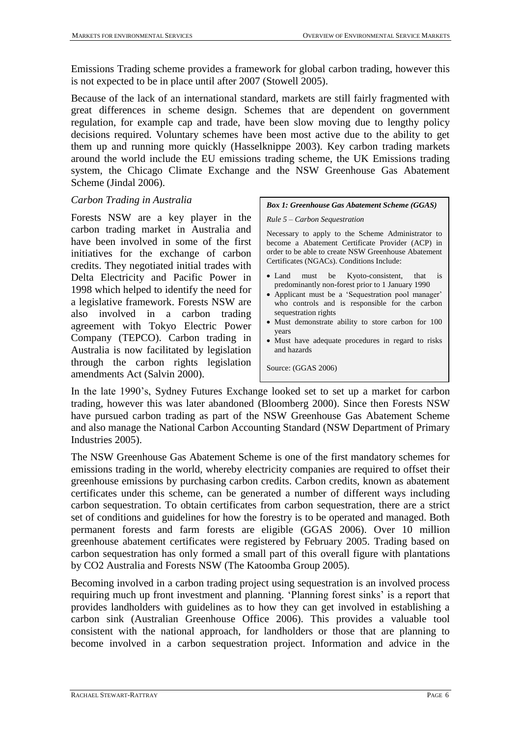Emissions Trading scheme provides a framework for global carbon trading, however this is not expected to be in place until after 2007 (Stowell 2005).

Because of the lack of an international standard, markets are still fairly fragmented with great differences in scheme design. Schemes that are dependent on government regulation, for example cap and trade, have been slow moving due to lengthy policy decisions required. Voluntary schemes have been most active due to the ability to get them up and running more quickly (Hasselknippe 2003). Key carbon trading markets around the world include the EU emissions trading scheme, the UK Emissions trading system, the Chicago Climate Exchange and the NSW Greenhouse Gas Abatement Scheme (Jindal 2006).

*Carbon Trading in Australia*

Forests NSW are a key player in the carbon trading market in Australia and have been involved in some of the first initiatives for the exchange of carbon credits. They negotiated initial trades with Delta Electricity and Pacific Power in 1998 which helped to identify the need for a legislative framework. Forests NSW are also involved in a carbon trading agreement with Tokyo Electric Power Company (TEPCO). Carbon trading in Australia is now facilitated by legislation through the carbon rights legislation amendments Act (Salvin 2000).

> ***Box 1: Greenhouse Gas Abatement Scheme (GGAS)***
>
> *Rule 5 – Carbon Sequestration*
>
> Necessary to apply to the Scheme Administrator to become a Abatement Certificate Provider (ACP) in order to be able to create NSW Greenhouse Abatement Certificates (NGACs). Conditions Include:
>
> - Land must be Kyoto-consistent, that is predominantly non-forest prior to 1 January 1990
> - Applicant must be a 'Sequestration pool manager' who controls and is responsible for the carbon sequestration rights
> - Must demonstrate ability to store carbon for 100 years
> - Must have adequate procedures in regard to risks and hazards
>
> Source: (GGAS 2006)

In the late 1990's, Sydney Futures Exchange looked set to set up a market for carbon trading, however this was later abandoned (Bloomberg 2000). Since then Forests NSW have pursued carbon trading as part of the NSW Greenhouse Gas Abatement Scheme and also manage the National Carbon Accounting Standard (NSW Department of Primary Industries 2005).

The NSW Greenhouse Gas Abatement Scheme is one of the first mandatory schemes for emissions trading in the world, whereby electricity companies are required to offset their greenhouse emissions by purchasing carbon credits. Carbon credits, known as abatement certificates under this scheme, can be generated a number of different ways including carbon sequestration. To obtain certificates from carbon sequestration, there are a strict set of conditions and guidelines for how the forestry is to be operated and managed. Both permanent forests and farm forests are eligible (GGAS 2006). Over 10 million greenhouse abatement certificates were registered by February 2005. Trading based on carbon sequestration has only formed a small part of this overall figure with plantations by CO2 Australia and Forests NSW (The Katoomba Group 2005).

Becoming involved in a carbon trading project using sequestration is an involved process requiring much up front investment and planning. 'Planning forest sinks' is a report that provides landholders with guidelines as to how they can get involved in establishing a carbon sink (Australian Greenhouse Office 2006). This provides a valuable tool consistent with the national approach, for landholders or those that are planning to become involved in a carbon sequestration project. Information and advice in the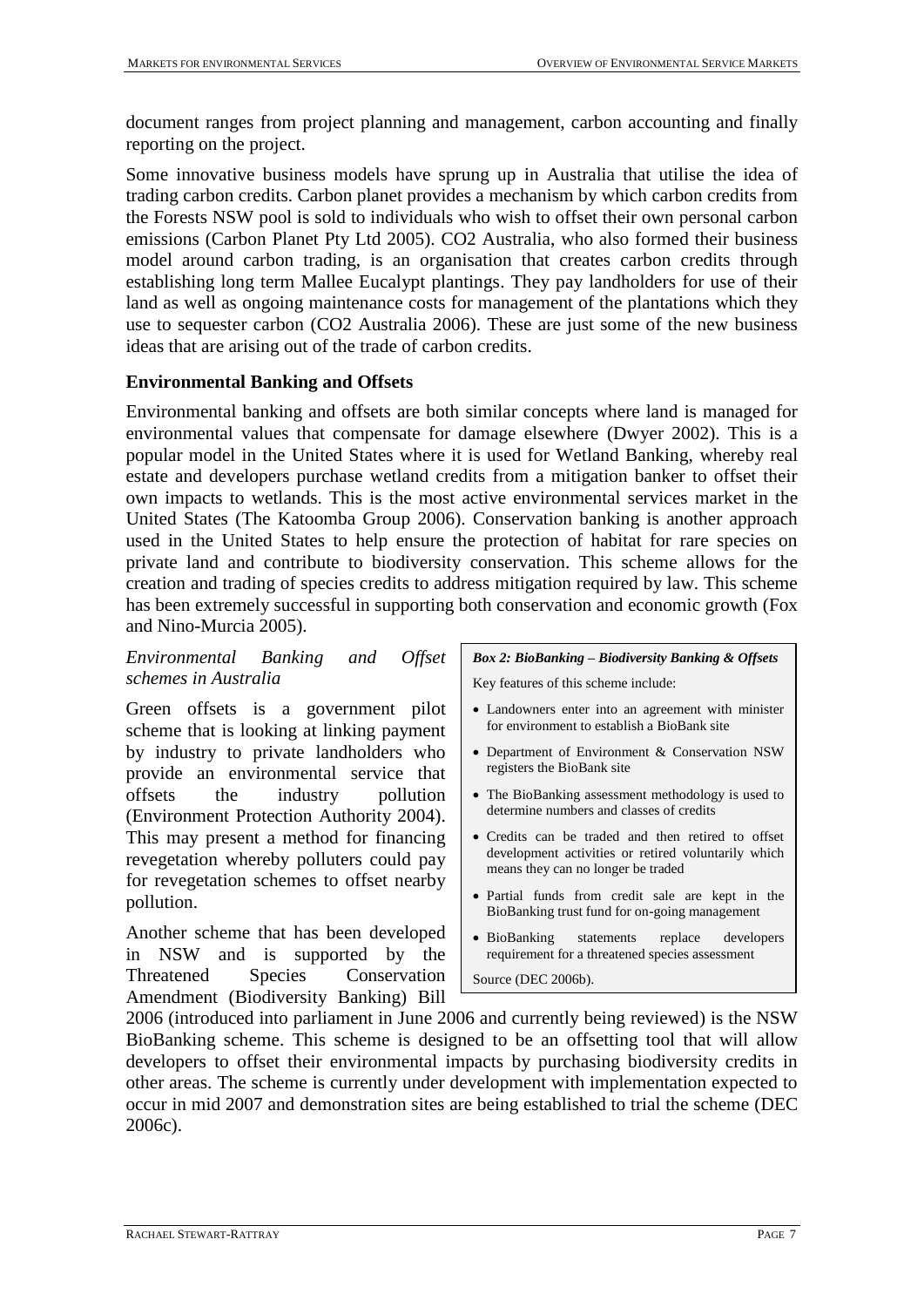document ranges from project planning and management, carbon accounting and finally reporting on the project.

Some innovative business models have sprung up in Australia that utilise the idea of trading carbon credits. Carbon planet provides a mechanism by which carbon credits from the Forests NSW pool is sold to individuals who wish to offset their own personal carbon emissions (Carbon Planet Pty Ltd 2005). CO2 Australia, who also formed their business model around carbon trading, is an organisation that creates carbon credits through establishing long term Mallee Eucalypt plantings. They pay landholders for use of their land as well as ongoing maintenance costs for management of the plantations which they use to sequester carbon (CO2 Australia 2006). These are just some of the new business ideas that are arising out of the trade of carbon credits.

### Environmental Banking and Offsets

Environmental banking and offsets are both similar concepts where land is managed for environmental values that compensate for damage elsewhere (Dwyer 2002). This is a popular model in the United States where it is used for Wetland Banking, whereby real estate and developers purchase wetland credits from a mitigation banker to offset their own impacts to wetlands. This is the most active environmental services market in the United States (The Katoomba Group 2006). Conservation banking is another approach used in the United States to help ensure the protection of habitat for rare species on private land and contribute to biodiversity conservation. This scheme allows for the creation and trading of species credits to address mitigation required by law. This scheme has been extremely successful in supporting both conservation and economic growth (Fox and Nino-Murcia 2005).

#### *Environmental Banking and Offset schemes in Australia*

Green offsets is a government pilot scheme that is looking at linking payment by industry to private landholders who provide an environmental service that offsets the industry pollution (Environment Protection Authority 2004). This may present a method for financing revegetation whereby polluters could pay for revegetation schemes to offset nearby pollution.

Another scheme that has been developed in NSW and is supported by the Threatened Species Conservation Amendment (Biodiversity Banking) Bill 2006 (introduced into parliament in June 2006 and currently being reviewed) is the NSW BioBanking scheme. This scheme is designed to be an offsetting tool that will allow developers to offset their environmental impacts by purchasing biodiversity credits in other areas. The scheme is currently under development with implementation expected to occur in mid 2007 and demonstration sites are being established to trial the scheme (DEC 2006c).

> ***Box 2: BioBanking – Biodiversity Banking & Offsets***
>
> Key features of this scheme include:
>
> - Landowners enter into an agreement with minister for environment to establish a BioBank site
> - Department of Environment & Conservation NSW registers the BioBank site
> - The BioBanking assessment methodology is used to determine numbers and classes of credits
> - Credits can be traded and then retired to offset development activities or retired voluntarily which means they can no longer be traded
> - Partial funds from credit sale are kept in the BioBanking trust fund for on-going management
> - BioBanking statements replace developers requirement for a threatened species assessment
>
> Source (DEC 2006b).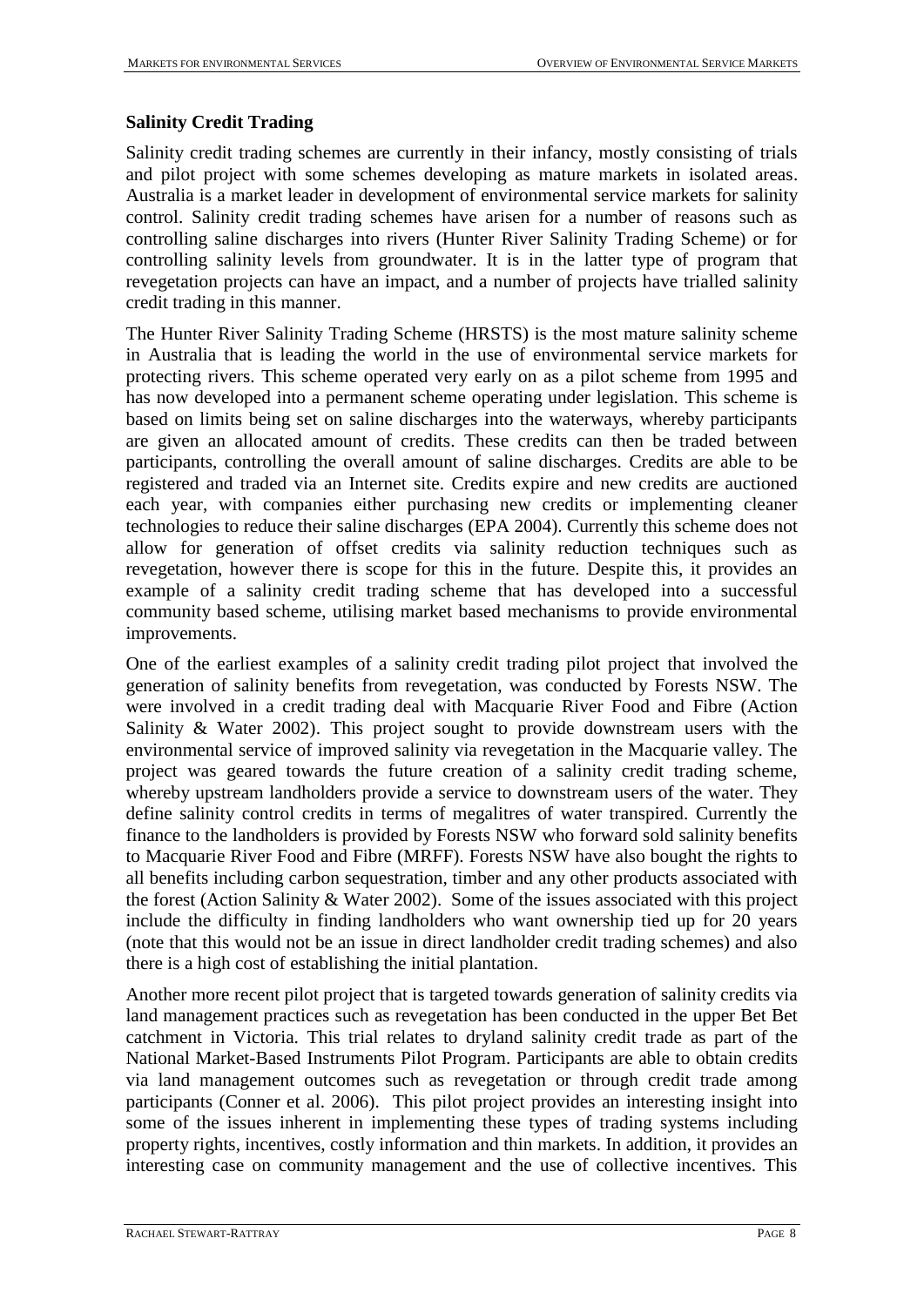## Salinity Credit Trading

Salinity credit trading schemes are currently in their infancy, mostly consisting of trials and pilot project with some schemes developing as mature markets in isolated areas. Australia is a market leader in development of environmental service markets for salinity control. Salinity credit trading schemes have arisen for a number of reasons such as controlling saline discharges into rivers (Hunter River Salinity Trading Scheme) or for controlling salinity levels from groundwater. It is in the latter type of program that revegetation projects can have an impact, and a number of projects have trialled salinity credit trading in this manner.

The Hunter River Salinity Trading Scheme (HRSTS) is the most mature salinity scheme in Australia that is leading the world in the use of environmental service markets for protecting rivers. This scheme operated very early on as a pilot scheme from 1995 and has now developed into a permanent scheme operating under legislation. This scheme is based on limits being set on saline discharges into the waterways, whereby participants are given an allocated amount of credits. These credits can then be traded between participants, controlling the overall amount of saline discharges. Credits are able to be registered and traded via an Internet site. Credits expire and new credits are auctioned each year, with companies either purchasing new credits or implementing cleaner technologies to reduce their saline discharges (EPA 2004). Currently this scheme does not allow for generation of offset credits via salinity reduction techniques such as revegetation, however there is scope for this in the future. Despite this, it provides an example of a salinity credit trading scheme that has developed into a successful community based scheme, utilising market based mechanisms to provide environmental improvements.

One of the earliest examples of a salinity credit trading pilot project that involved the generation of salinity benefits from revegetation, was conducted by Forests NSW. The were involved in a credit trading deal with Macquarie River Food and Fibre (Action Salinity & Water 2002). This project sought to provide downstream users with the environmental service of improved salinity via revegetation in the Macquarie valley. The project was geared towards the future creation of a salinity credit trading scheme, whereby upstream landholders provide a service to downstream users of the water. They define salinity control credits in terms of megalitres of water transpired. Currently the finance to the landholders is provided by Forests NSW who forward sold salinity benefits to Macquarie River Food and Fibre (MRFF). Forests NSW have also bought the rights to all benefits including carbon sequestration, timber and any other products associated with the forest (Action Salinity & Water 2002). Some of the issues associated with this project include the difficulty in finding landholders who want ownership tied up for 20 years (note that this would not be an issue in direct landholder credit trading schemes) and also there is a high cost of establishing the initial plantation.

Another more recent pilot project that is targeted towards generation of salinity credits via land management practices such as revegetation has been conducted in the upper Bet Bet catchment in Victoria. This trial relates to dryland salinity credit trade as part of the National Market-Based Instruments Pilot Program. Participants are able to obtain credits via land management outcomes such as revegetation or through credit trade among participants (Conner et al. 2006). This pilot project provides an interesting insight into some of the issues inherent in implementing these types of trading systems including property rights, incentives, costly information and thin markets. In addition, it provides an interesting case on community management and the use of collective incentives. This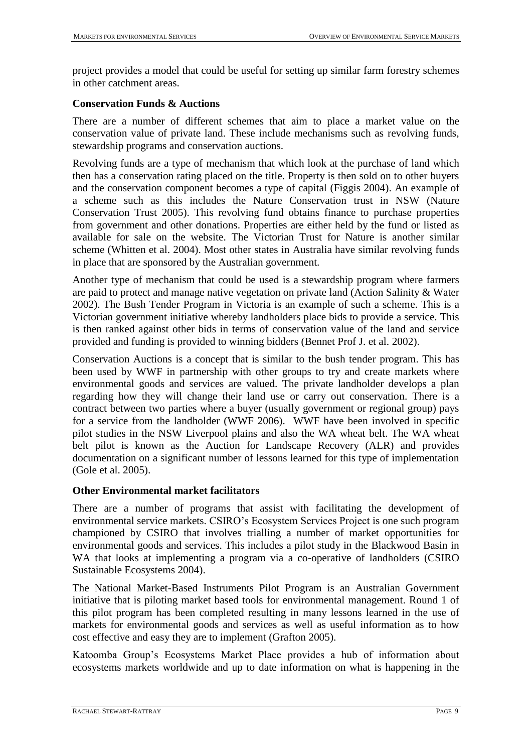project provides a model that could be useful for setting up similar farm forestry schemes in other catchment areas.

### Conservation Funds & Auctions

There are a number of different schemes that aim to place a market value on the conservation value of private land. These include mechanisms such as revolving funds, stewardship programs and conservation auctions.

Revolving funds are a type of mechanism that which look at the purchase of land which then has a conservation rating placed on the title. Property is then sold on to other buyers and the conservation component becomes a type of capital (Figgis 2004). An example of a scheme such as this includes the Nature Conservation trust in NSW (Nature Conservation Trust 2005). This revolving fund obtains finance to purchase properties from government and other donations. Properties are either held by the fund or listed as available for sale on the website. The Victorian Trust for Nature is another similar scheme (Whitten et al. 2004). Most other states in Australia have similar revolving funds in place that are sponsored by the Australian government.

Another type of mechanism that could be used is a stewardship program where farmers are paid to protect and manage native vegetation on private land (Action Salinity & Water 2002). The Bush Tender Program in Victoria is an example of such a scheme. This is a Victorian government initiative whereby landholders place bids to provide a service. This is then ranked against other bids in terms of conservation value of the land and service provided and funding is provided to winning bidders (Bennet Prof J. et al. 2002).

Conservation Auctions is a concept that is similar to the bush tender program. This has been used by WWF in partnership with other groups to try and create markets where environmental goods and services are valued. The private landholder develops a plan regarding how they will change their land use or carry out conservation. There is a contract between two parties where a buyer (usually government or regional group) pays for a service from the landholder (WWF 2006). WWF have been involved in specific pilot studies in the NSW Liverpool plains and also the WA wheat belt. The WA wheat belt pilot is known as the Auction for Landscape Recovery (ALR) and provides documentation on a significant number of lessons learned for this type of implementation (Gole et al. 2005).

### Other Environmental market facilitators

There are a number of programs that assist with facilitating the development of environmental service markets. CSIRO's Ecosystem Services Project is one such program championed by CSIRO that involves trialling a number of market opportunities for environmental goods and services. This includes a pilot study in the Blackwood Basin in WA that looks at implementing a program via a co-operative of landholders (CSIRO Sustainable Ecosystems 2004).

The National Market-Based Instruments Pilot Program is an Australian Government initiative that is piloting market based tools for environmental management. Round 1 of this pilot program has been completed resulting in many lessons learned in the use of markets for environmental goods and services as well as useful information as to how cost effective and easy they are to implement (Grafton 2005).

Katoomba Group's Ecosystems Market Place provides a hub of information about ecosystems markets worldwide and up to date information on what is happening in the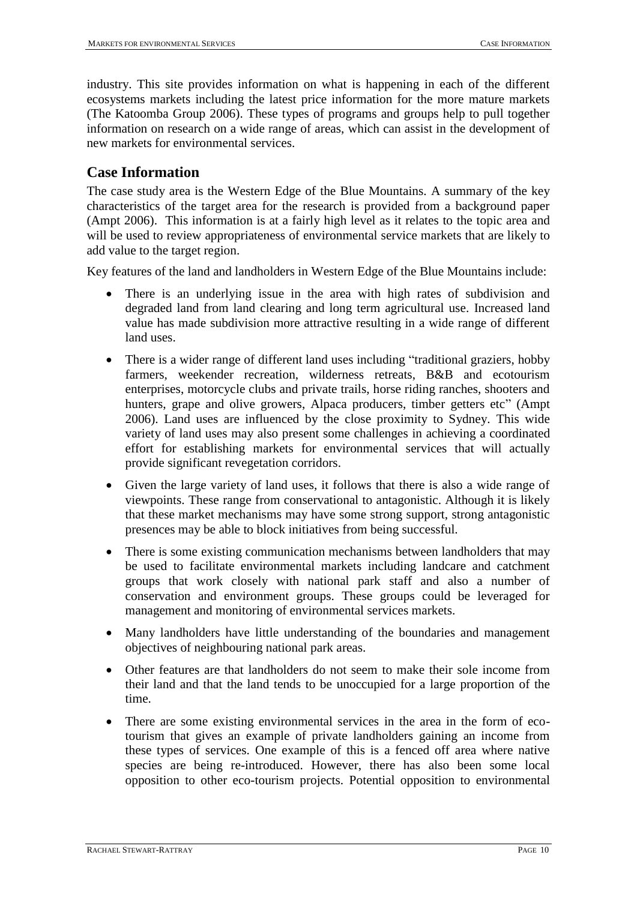industry. This site provides information on what is happening in each of the different ecosystems markets including the latest price information for the more mature markets (The Katoomba Group 2006). These types of programs and groups help to pull together information on research on a wide range of areas, which can assist in the development of new markets for environmental services.

## Case Information

The case study area is the Western Edge of the Blue Mountains. A summary of the key characteristics of the target area for the research is provided from a background paper (Ampt 2006). This information is at a fairly high level as it relates to the topic area and will be used to review appropriateness of environmental service markets that are likely to add value to the target region.

Key features of the land and landholders in Western Edge of the Blue Mountains include:

- There is an underlying issue in the area with high rates of subdivision and degraded land from land clearing and long term agricultural use. Increased land value has made subdivision more attractive resulting in a wide range of different land uses.
- There is a wider range of different land uses including "traditional graziers, hobby farmers, weekender recreation, wilderness retreats, B&B and ecotourism enterprises, motorcycle clubs and private trails, horse riding ranches, shooters and hunters, grape and olive growers, Alpaca producers, timber getters etc" (Ampt 2006). Land uses are influenced by the close proximity to Sydney. This wide variety of land uses may also present some challenges in achieving a coordinated effort for establishing markets for environmental services that will actually provide significant revegetation corridors.
- Given the large variety of land uses, it follows that there is also a wide range of viewpoints. These range from conservational to antagonistic. Although it is likely that these market mechanisms may have some strong support, strong antagonistic presences may be able to block initiatives from being successful.
- There is some existing communication mechanisms between landholders that may be used to facilitate environmental markets including landcare and catchment groups that work closely with national park staff and also a number of conservation and environment groups. These groups could be leveraged for management and monitoring of environmental services markets.
- Many landholders have little understanding of the boundaries and management objectives of neighbouring national park areas.
- Other features are that landholders do not seem to make their sole income from their land and that the land tends to be unoccupied for a large proportion of the time.
- There are some existing environmental services in the area in the form of eco-tourism that gives an example of private landholders gaining an income from these types of services. One example of this is a fenced off area where native species are being re-introduced. However, there has also been some local opposition to other eco-tourism projects. Potential opposition to environmental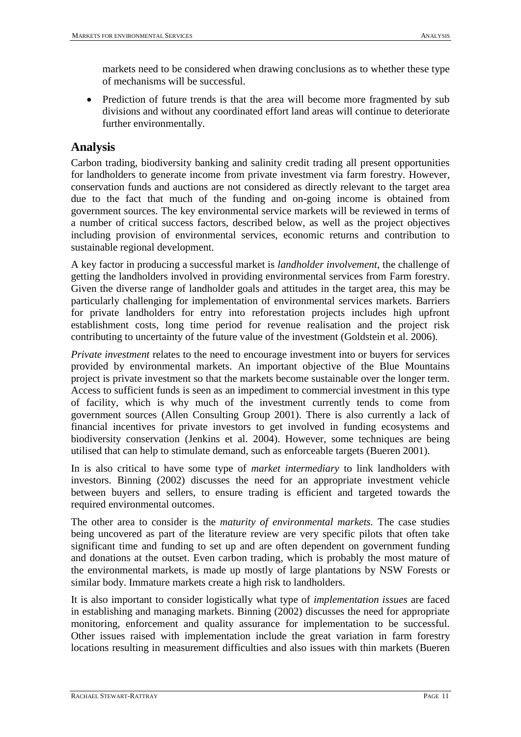markets need to be considered when drawing conclusions as to whether these type of mechanisms will be successful.

- Prediction of future trends is that the area will become more fragmented by sub divisions and without any coordinated effort land areas will continue to deteriorate further environmentally.

## Analysis

Carbon trading, biodiversity banking and salinity credit trading all present opportunities for landholders to generate income from private investment via farm forestry. However, conservation funds and auctions are not considered as directly relevant to the target area due to the fact that much of the funding and on-going income is obtained from government sources. The key environmental service markets will be reviewed in terms of a number of critical success factors, described below, as well as the project objectives including provision of environmental services, economic returns and contribution to sustainable regional development.

A key factor in producing a successful market is *landholder involvement*, the challenge of getting the landholders involved in providing environmental services from Farm forestry. Given the diverse range of landholder goals and attitudes in the target area, this may be particularly challenging for implementation of environmental services markets. Barriers for private landholders for entry into reforestation projects includes high upfront establishment costs, long time period for revenue realisation and the project risk contributing to uncertainty of the future value of the investment (Goldstein et al. 2006).

*Private investment* relates to the need to encourage investment into or buyers for services provided by environmental markets. An important objective of the Blue Mountains project is private investment so that the markets become sustainable over the longer term. Access to sufficient funds is seen as an impediment to commercial investment in this type of facility, which is why much of the investment currently tends to come from government sources (Allen Consulting Group 2001). There is also currently a lack of financial incentives for private investors to get involved in funding ecosystems and biodiversity conservation (Jenkins et al. 2004). However, some techniques are being utilised that can help to stimulate demand, such as enforceable targets (Bueren 2001).

In is also critical to have some type of *market intermediary* to link landholders with investors. Binning (2002) discusses the need for an appropriate investment vehicle between buyers and sellers, to ensure trading is efficient and targeted towards the required environmental outcomes.

The other area to consider is the *maturity of environmental markets.* The case studies being uncovered as part of the literature review are very specific pilots that often take significant time and funding to set up and are often dependent on government funding and donations at the outset. Even carbon trading, which is probably the most mature of the environmental markets, is made up mostly of large plantations by NSW Forests or similar body. Immature markets create a high risk to landholders.

It is also important to consider logistically what type of *implementation issues* are faced in establishing and managing markets. Binning (2002) discusses the need for appropriate monitoring, enforcement and quality assurance for implementation to be successful. Other issues raised with implementation include the great variation in farm forestry locations resulting in measurement difficulties and also issues with thin markets (Bueren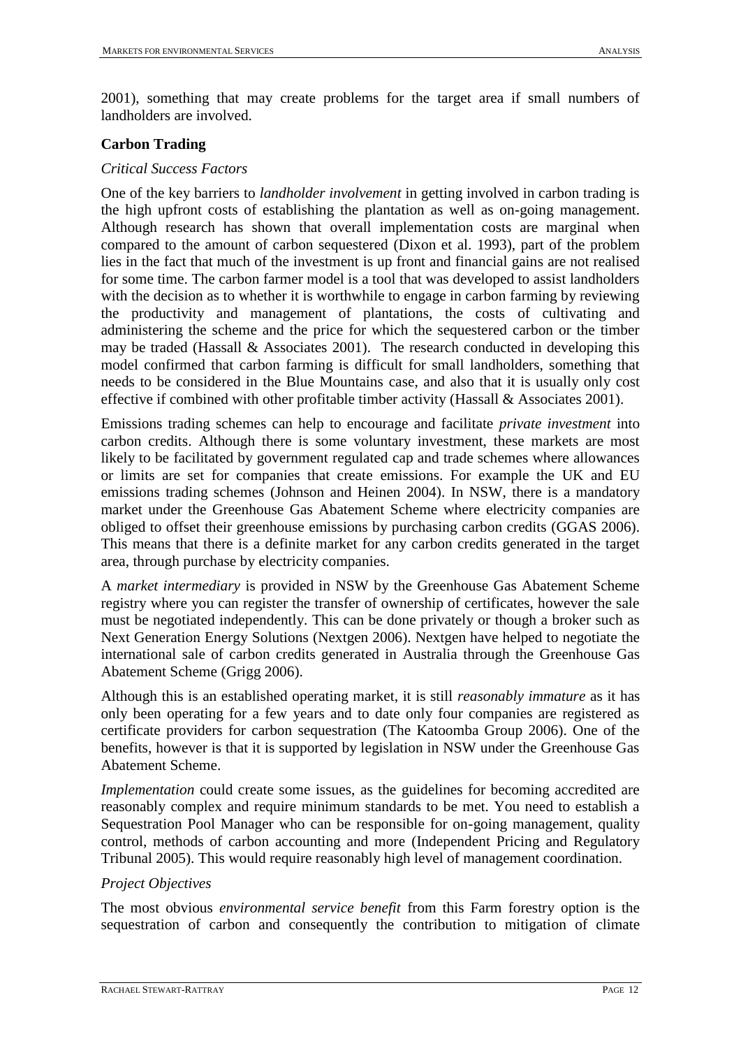2001), something that may create problems for the target area if small numbers of landholders are involved.

**Carbon Trading**

*Critical Success Factors*

One of the key barriers to *landholder involvement* in getting involved in carbon trading is the high upfront costs of establishing the plantation as well as on-going management. Although research has shown that overall implementation costs are marginal when compared to the amount of carbon sequestered (Dixon et al. 1993), part of the problem lies in the fact that much of the investment is up front and financial gains are not realised for some time. The carbon farmer model is a tool that was developed to assist landholders with the decision as to whether it is worthwhile to engage in carbon farming by reviewing the productivity and management of plantations, the costs of cultivating and administering the scheme and the price for which the sequestered carbon or the timber may be traded (Hassall & Associates 2001). The research conducted in developing this model confirmed that carbon farming is difficult for small landholders, something that needs to be considered in the Blue Mountains case, and also that it is usually only cost effective if combined with other profitable timber activity (Hassall & Associates 2001).

Emissions trading schemes can help to encourage and facilitate *private investment* into carbon credits. Although there is some voluntary investment, these markets are most likely to be facilitated by government regulated cap and trade schemes where allowances or limits are set for companies that create emissions. For example the UK and EU emissions trading schemes (Johnson and Heinen 2004). In NSW, there is a mandatory market under the Greenhouse Gas Abatement Scheme where electricity companies are obliged to offset their greenhouse emissions by purchasing carbon credits (GGAS 2006). This means that there is a definite market for any carbon credits generated in the target area, through purchase by electricity companies.

A *market intermediary* is provided in NSW by the Greenhouse Gas Abatement Scheme registry where you can register the transfer of ownership of certificates, however the sale must be negotiated independently. This can be done privately or though a broker such as Next Generation Energy Solutions (Nextgen 2006). Nextgen have helped to negotiate the international sale of carbon credits generated in Australia through the Greenhouse Gas Abatement Scheme (Grigg 2006).

Although this is an established operating market, it is still *reasonably immature* as it has only been operating for a few years and to date only four companies are registered as certificate providers for carbon sequestration (The Katoomba Group 2006). One of the benefits, however is that it is supported by legislation in NSW under the Greenhouse Gas Abatement Scheme.

*Implementation* could create some issues, as the guidelines for becoming accredited are reasonably complex and require minimum standards to be met. You need to establish a Sequestration Pool Manager who can be responsible for on-going management, quality control, methods of carbon accounting and more (Independent Pricing and Regulatory Tribunal 2005). This would require reasonably high level of management coordination.

*Project Objectives*

The most obvious *environmental service benefit* from this Farm forestry option is the sequestration of carbon and consequently the contribution to mitigation of climate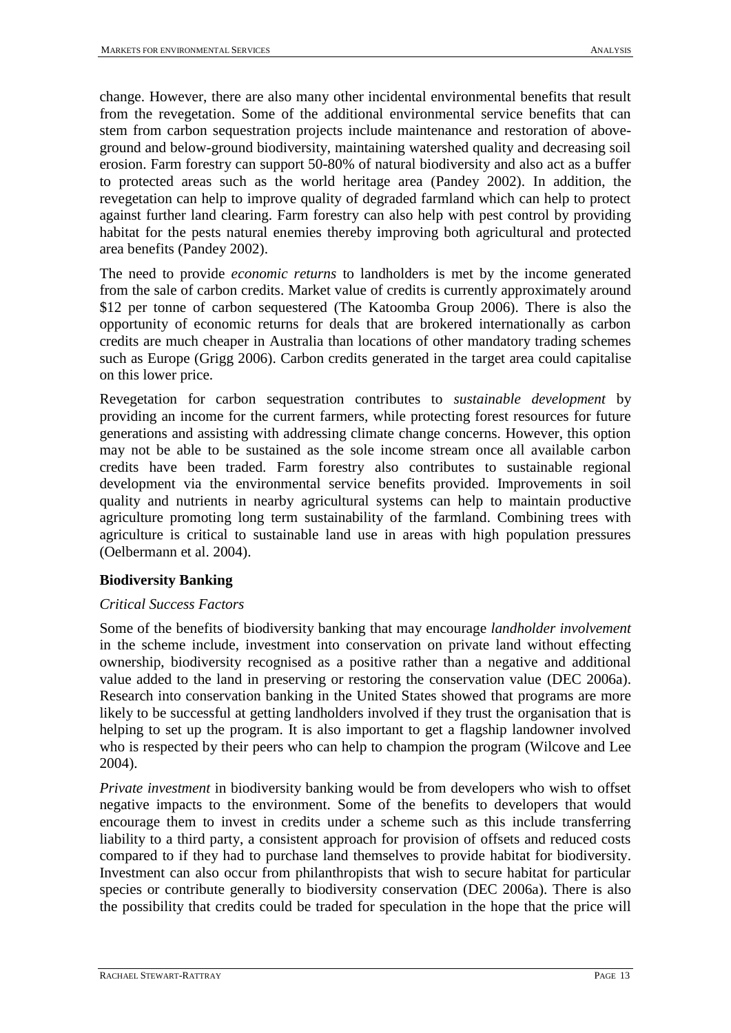change. However, there are also many other incidental environmental benefits that result from the revegetation. Some of the additional environmental service benefits that can stem from carbon sequestration projects include maintenance and restoration of above-ground and below-ground biodiversity, maintaining watershed quality and decreasing soil erosion. Farm forestry can support 50-80% of natural biodiversity and also act as a buffer to protected areas such as the world heritage area (Pandey 2002). In addition, the revegetation can help to improve quality of degraded farmland which can help to protect against further land clearing. Farm forestry can also help with pest control by providing habitat for the pests natural enemies thereby improving both agricultural and protected area benefits (Pandey 2002).

The need to provide *economic returns* to landholders is met by the income generated from the sale of carbon credits. Market value of credits is currently approximately around $12 per tonne of carbon sequestered (The Katoomba Group 2006). There is also the opportunity of economic returns for deals that are brokered internationally as carbon credits are much cheaper in Australia than locations of other mandatory trading schemes such as Europe (Grigg 2006). Carbon credits generated in the target area could capitalise on this lower price.

Revegetation for carbon sequestration contributes to *sustainable development* by providing an income for the current farmers, while protecting forest resources for future generations and assisting with addressing climate change concerns. However, this option may not be able to be sustained as the sole income stream once all available carbon credits have been traded. Farm forestry also contributes to sustainable regional development via the environmental service benefits provided. Improvements in soil quality and nutrients in nearby agricultural systems can help to maintain productive agriculture promoting long term sustainability of the farmland. Combining trees with agriculture is critical to sustainable land use in areas with high population pressures (Oelbermann et al. 2004).

### Biodiversity Banking

#### *Critical Success Factors*

Some of the benefits of biodiversity banking that may encourage *landholder involvement* in the scheme include, investment into conservation on private land without effecting ownership, biodiversity recognised as a positive rather than a negative and additional value added to the land in preserving or restoring the conservation value (DEC 2006a). Research into conservation banking in the United States showed that programs are more likely to be successful at getting landholders involved if they trust the organisation that is helping to set up the program. It is also important to get a flagship landowner involved who is respected by their peers who can help to champion the program (Wilcove and Lee 2004).

*Private investment* in biodiversity banking would be from developers who wish to offset negative impacts to the environment. Some of the benefits to developers that would encourage them to invest in credits under a scheme such as this include transferring liability to a third party, a consistent approach for provision of offsets and reduced costs compared to if they had to purchase land themselves to provide habitat for biodiversity. Investment can also occur from philanthropists that wish to secure habitat for particular species or contribute generally to biodiversity conservation (DEC 2006a). There is also the possibility that credits could be traded for speculation in the hope that the price will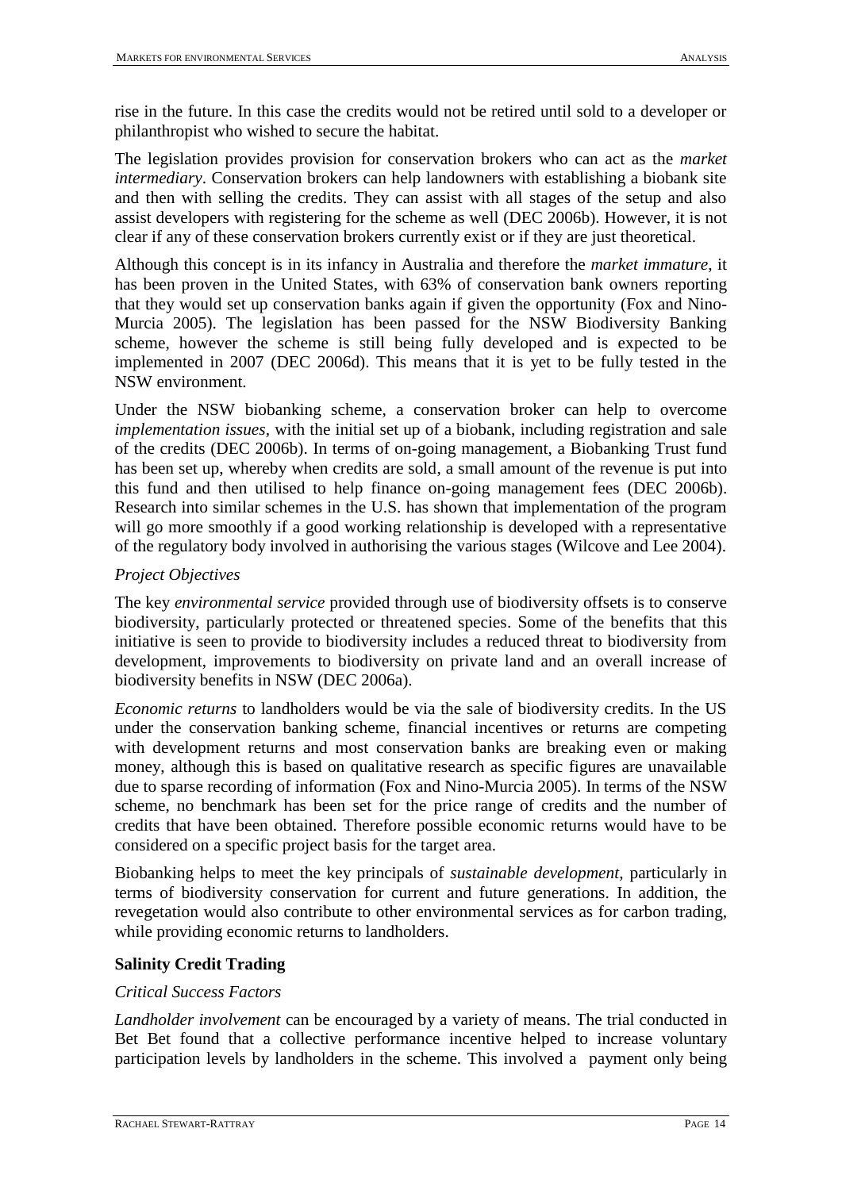rise in the future. In this case the credits would not be retired until sold to a developer or philanthropist who wished to secure the habitat.

The legislation provides provision for conservation brokers who can act as the *market intermediary*. Conservation brokers can help landowners with establishing a biobank site and then with selling the credits. They can assist with all stages of the setup and also assist developers with registering for the scheme as well (DEC 2006b). However, it is not clear if any of these conservation brokers currently exist or if they are just theoretical.

Although this concept is in its infancy in Australia and therefore the *market immature*, it has been proven in the United States, with 63% of conservation bank owners reporting that they would set up conservation banks again if given the opportunity (Fox and Nino-Murcia 2005). The legislation has been passed for the NSW Biodiversity Banking scheme, however the scheme is still being fully developed and is expected to be implemented in 2007 (DEC 2006d). This means that it is yet to be fully tested in the NSW environment.

Under the NSW biobanking scheme, a conservation broker can help to overcome *implementation issues*, with the initial set up of a biobank, including registration and sale of the credits (DEC 2006b). In terms of on-going management, a Biobanking Trust fund has been set up, whereby when credits are sold, a small amount of the revenue is put into this fund and then utilised to help finance on-going management fees (DEC 2006b). Research into similar schemes in the U.S. has shown that implementation of the program will go more smoothly if a good working relationship is developed with a representative of the regulatory body involved in authorising the various stages (Wilcove and Lee 2004).

*Project Objectives*

The key *environmental service* provided through use of biodiversity offsets is to conserve biodiversity, particularly protected or threatened species. Some of the benefits that this initiative is seen to provide to biodiversity includes a reduced threat to biodiversity from development, improvements to biodiversity on private land and an overall increase of biodiversity benefits in NSW (DEC 2006a).

*Economic returns* to landholders would be via the sale of biodiversity credits. In the US under the conservation banking scheme, financial incentives or returns are competing with development returns and most conservation banks are breaking even or making money, although this is based on qualitative research as specific figures are unavailable due to sparse recording of information (Fox and Nino-Murcia 2005). In terms of the NSW scheme, no benchmark has been set for the price range of credits and the number of credits that have been obtained. Therefore possible economic returns would have to be considered on a specific project basis for the target area.

Biobanking helps to meet the key principals of *sustainable development*, particularly in terms of biodiversity conservation for current and future generations. In addition, the revegetation would also contribute to other environmental services as for carbon trading, while providing economic returns to landholders.

**Salinity Credit Trading**

*Critical Success Factors*

*Landholder involvement* can be encouraged by a variety of means. The trial conducted in Bet Bet found that a collective performance incentive helped to increase voluntary participation levels by landholders in the scheme. This involved a payment only being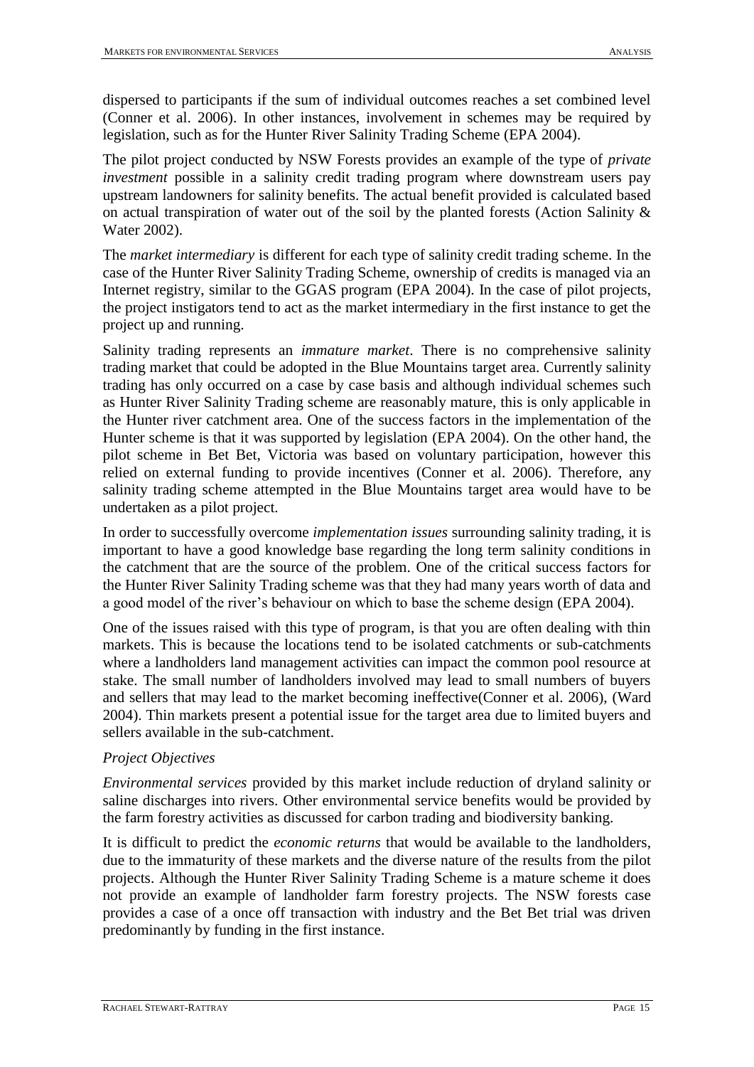dispersed to participants if the sum of individual outcomes reaches a set combined level (Conner et al. 2006). In other instances, involvement in schemes may be required by legislation, such as for the Hunter River Salinity Trading Scheme (EPA 2004).

The pilot project conducted by NSW Forests provides an example of the type of *private investment* possible in a salinity credit trading program where downstream users pay upstream landowners for salinity benefits. The actual benefit provided is calculated based on actual transpiration of water out of the soil by the planted forests (Action Salinity & Water 2002).

The *market intermediary* is different for each type of salinity credit trading scheme. In the case of the Hunter River Salinity Trading Scheme, ownership of credits is managed via an Internet registry, similar to the GGAS program (EPA 2004). In the case of pilot projects, the project instigators tend to act as the market intermediary in the first instance to get the project up and running.

Salinity trading represents an *immature market*. There is no comprehensive salinity trading market that could be adopted in the Blue Mountains target area. Currently salinity trading has only occurred on a case by case basis and although individual schemes such as Hunter River Salinity Trading scheme are reasonably mature, this is only applicable in the Hunter river catchment area. One of the success factors in the implementation of the Hunter scheme is that it was supported by legislation (EPA 2004). On the other hand, the pilot scheme in Bet Bet, Victoria was based on voluntary participation, however this relied on external funding to provide incentives (Conner et al. 2006). Therefore, any salinity trading scheme attempted in the Blue Mountains target area would have to be undertaken as a pilot project.

In order to successfully overcome *implementation issues* surrounding salinity trading, it is important to have a good knowledge base regarding the long term salinity conditions in the catchment that are the source of the problem. One of the critical success factors for the Hunter River Salinity Trading scheme was that they had many years worth of data and a good model of the river's behaviour on which to base the scheme design (EPA 2004).

One of the issues raised with this type of program, is that you are often dealing with thin markets. This is because the locations tend to be isolated catchments or sub-catchments where a landholders land management activities can impact the common pool resource at stake. The small number of landholders involved may lead to small numbers of buyers and sellers that may lead to the market becoming ineffective(Conner et al. 2006), (Ward 2004). Thin markets present a potential issue for the target area due to limited buyers and sellers available in the sub-catchment.

*Project Objectives*

*Environmental services* provided by this market include reduction of dryland salinity or saline discharges into rivers. Other environmental service benefits would be provided by the farm forestry activities as discussed for carbon trading and biodiversity banking.

It is difficult to predict the *economic returns* that would be available to the landholders, due to the immaturity of these markets and the diverse nature of the results from the pilot projects. Although the Hunter River Salinity Trading Scheme is a mature scheme it does not provide an example of landholder farm forestry projects. The NSW forests case provides a case of a once off transaction with industry and the Bet Bet trial was driven predominantly by funding in the first instance.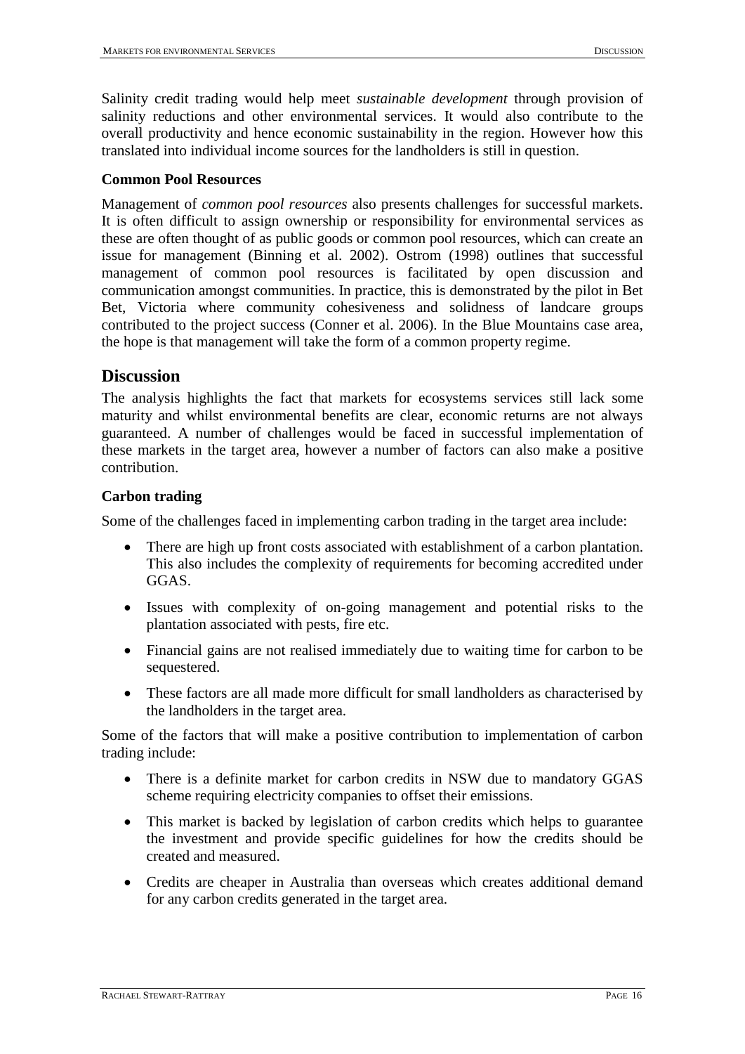Salinity credit trading would help meet *sustainable development* through provision of salinity reductions and other environmental services. It would also contribute to the overall productivity and hence economic sustainability in the region. However how this translated into individual income sources for the landholders is still in question.

**Common Pool Resources**

Management of *common pool resources* also presents challenges for successful markets. It is often difficult to assign ownership or responsibility for environmental services as these are often thought of as public goods or common pool resources, which can create an issue for management (Binning et al. 2002). Ostrom (1998) outlines that successful management of common pool resources is facilitated by open discussion and communication amongst communities. In practice, this is demonstrated by the pilot in Bet Bet, Victoria where community cohesiveness and solidness of landcare groups contributed to the project success (Conner et al. 2006). In the Blue Mountains case area, the hope is that management will take the form of a common property regime.

## Discussion

The analysis highlights the fact that markets for ecosystems services still lack some maturity and whilst environmental benefits are clear, economic returns are not always guaranteed. A number of challenges would be faced in successful implementation of these markets in the target area, however a number of factors can also make a positive contribution.

**Carbon trading**

Some of the challenges faced in implementing carbon trading in the target area include:

- There are high up front costs associated with establishment of a carbon plantation. This also includes the complexity of requirements for becoming accredited under GGAS.
- Issues with complexity of on-going management and potential risks to the plantation associated with pests, fire etc.
- Financial gains are not realised immediately due to waiting time for carbon to be sequestered.
- These factors are all made more difficult for small landholders as characterised by the landholders in the target area.

Some of the factors that will make a positive contribution to implementation of carbon trading include:

- There is a definite market for carbon credits in NSW due to mandatory GGAS scheme requiring electricity companies to offset their emissions.
- This market is backed by legislation of carbon credits which helps to guarantee the investment and provide specific guidelines for how the credits should be created and measured.
- Credits are cheaper in Australia than overseas which creates additional demand for any carbon credits generated in the target area.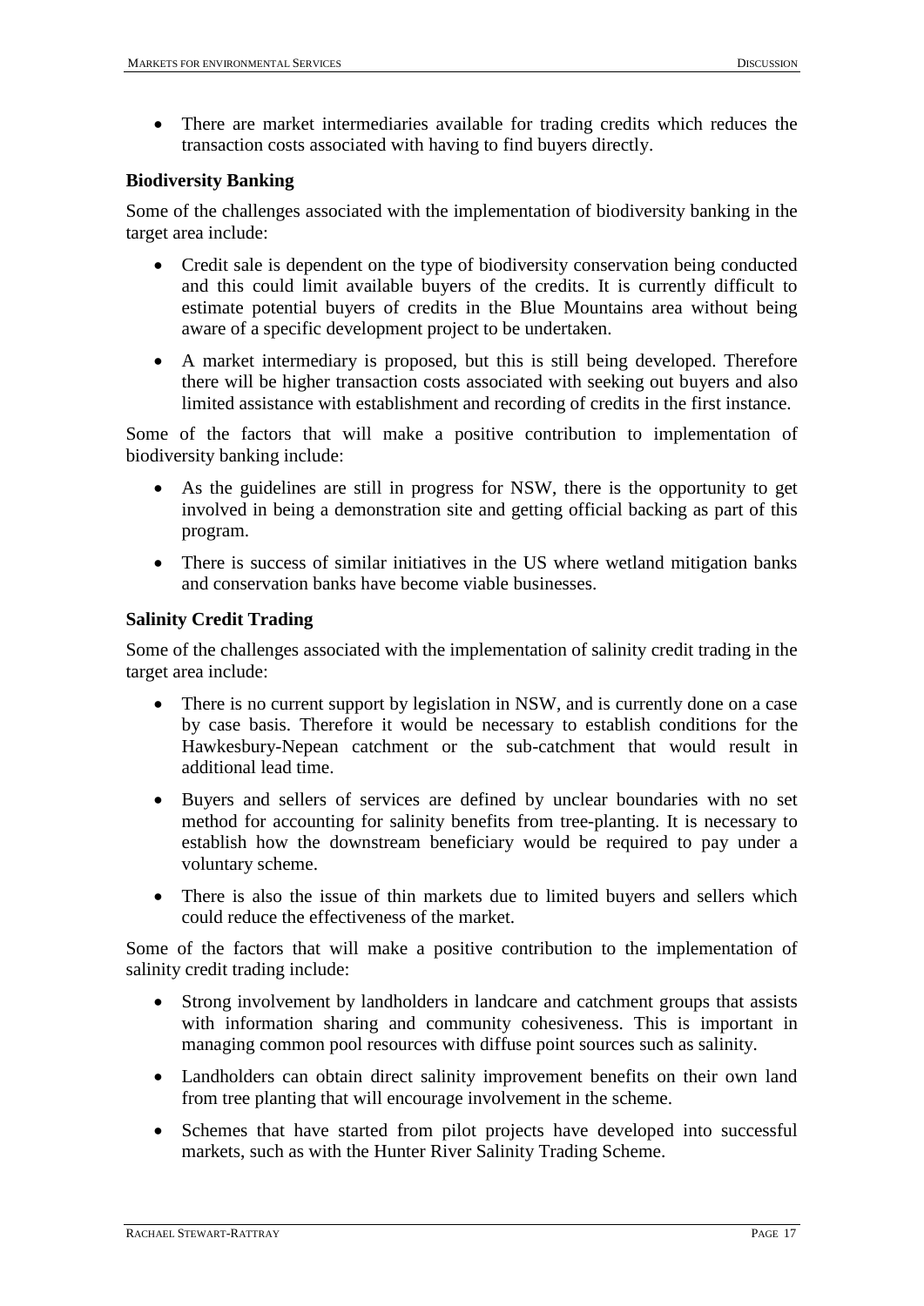- There are market intermediaries available for trading credits which reduces the transaction costs associated with having to find buyers directly.

### Biodiversity Banking

Some of the challenges associated with the implementation of biodiversity banking in the target area include:

- Credit sale is dependent on the type of biodiversity conservation being conducted and this could limit available buyers of the credits. It is currently difficult to estimate potential buyers of credits in the Blue Mountains area without being aware of a specific development project to be undertaken.
- A market intermediary is proposed, but this is still being developed. Therefore there will be higher transaction costs associated with seeking out buyers and also limited assistance with establishment and recording of credits in the first instance.

Some of the factors that will make a positive contribution to implementation of biodiversity banking include:

- As the guidelines are still in progress for NSW, there is the opportunity to get involved in being a demonstration site and getting official backing as part of this program.
- There is success of similar initiatives in the US where wetland mitigation banks and conservation banks have become viable businesses.

### Salinity Credit Trading

Some of the challenges associated with the implementation of salinity credit trading in the target area include:

- There is no current support by legislation in NSW, and is currently done on a case by case basis. Therefore it would be necessary to establish conditions for the Hawkesbury-Nepean catchment or the sub-catchment that would result in additional lead time.
- Buyers and sellers of services are defined by unclear boundaries with no set method for accounting for salinity benefits from tree-planting. It is necessary to establish how the downstream beneficiary would be required to pay under a voluntary scheme.
- There is also the issue of thin markets due to limited buyers and sellers which could reduce the effectiveness of the market.

Some of the factors that will make a positive contribution to the implementation of salinity credit trading include:

- Strong involvement by landholders in landcare and catchment groups that assists with information sharing and community cohesiveness. This is important in managing common pool resources with diffuse point sources such as salinity.
- Landholders can obtain direct salinity improvement benefits on their own land from tree planting that will encourage involvement in the scheme.
- Schemes that have started from pilot projects have developed into successful markets, such as with the Hunter River Salinity Trading Scheme.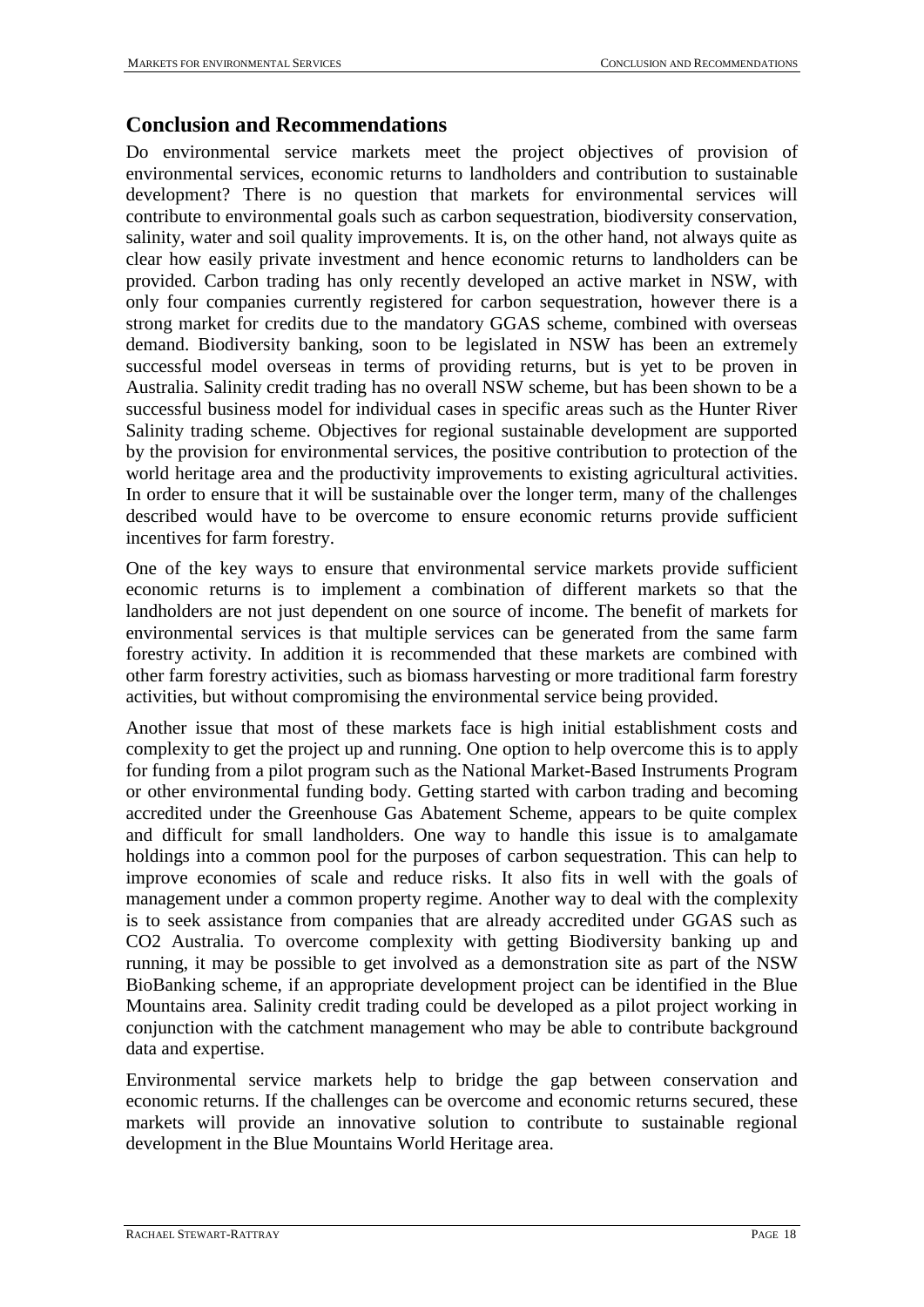## Conclusion and Recommendations

Do environmental service markets meet the project objectives of provision of environmental services, economic returns to landholders and contribution to sustainable development? There is no question that markets for environmental services will contribute to environmental goals such as carbon sequestration, biodiversity conservation, salinity, water and soil quality improvements. It is, on the other hand, not always quite as clear how easily private investment and hence economic returns to landholders can be provided. Carbon trading has only recently developed an active market in NSW, with only four companies currently registered for carbon sequestration, however there is a strong market for credits due to the mandatory GGAS scheme, combined with overseas demand. Biodiversity banking, soon to be legislated in NSW has been an extremely successful model overseas in terms of providing returns, but is yet to be proven in Australia. Salinity credit trading has no overall NSW scheme, but has been shown to be a successful business model for individual cases in specific areas such as the Hunter River Salinity trading scheme. Objectives for regional sustainable development are supported by the provision for environmental services, the positive contribution to protection of the world heritage area and the productivity improvements to existing agricultural activities. In order to ensure that it will be sustainable over the longer term, many of the challenges described would have to be overcome to ensure economic returns provide sufficient incentives for farm forestry.

One of the key ways to ensure that environmental service markets provide sufficient economic returns is to implement a combination of different markets so that the landholders are not just dependent on one source of income. The benefit of markets for environmental services is that multiple services can be generated from the same farm forestry activity. In addition it is recommended that these markets are combined with other farm forestry activities, such as biomass harvesting or more traditional farm forestry activities, but without compromising the environmental service being provided.

Another issue that most of these markets face is high initial establishment costs and complexity to get the project up and running. One option to help overcome this is to apply for funding from a pilot program such as the National Market-Based Instruments Program or other environmental funding body. Getting started with carbon trading and becoming accredited under the Greenhouse Gas Abatement Scheme, appears to be quite complex and difficult for small landholders. One way to handle this issue is to amalgamate holdings into a common pool for the purposes of carbon sequestration. This can help to improve economies of scale and reduce risks. It also fits in well with the goals of management under a common property regime. Another way to deal with the complexity is to seek assistance from companies that are already accredited under GGAS such as CO2 Australia. To overcome complexity with getting Biodiversity banking up and running, it may be possible to get involved as a demonstration site as part of the NSW BioBanking scheme, if an appropriate development project can be identified in the Blue Mountains area. Salinity credit trading could be developed as a pilot project working in conjunction with the catchment management who may be able to contribute background data and expertise.

Environmental service markets help to bridge the gap between conservation and economic returns. If the challenges can be overcome and economic returns secured, these markets will provide an innovative solution to contribute to sustainable regional development in the Blue Mountains World Heritage area.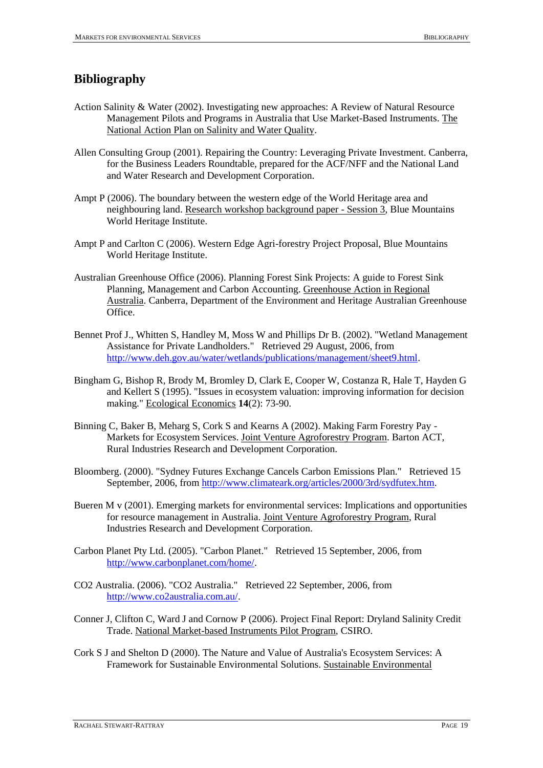## Bibliography

Action Salinity & Water (2002). Investigating new approaches: A Review of Natural Resource Management Pilots and Programs in Australia that Use Market-Based Instruments. The National Action Plan on Salinity and Water Quality.

Allen Consulting Group (2001). Repairing the Country: Leveraging Private Investment. Canberra, for the Business Leaders Roundtable, prepared for the ACF/NFF and the National Land and Water Research and Development Corporation.

Ampt P (2006). The boundary between the western edge of the World Heritage area and neighbouring land. Research workshop background paper - Session 3, Blue Mountains World Heritage Institute.

Ampt P and Carlton C (2006). Western Edge Agri-forestry Project Proposal, Blue Mountains World Heritage Institute.

Australian Greenhouse Office (2006). Planning Forest Sink Projects: A guide to Forest Sink Planning, Management and Carbon Accounting. Greenhouse Action in Regional Australia. Canberra, Department of the Environment and Heritage Australian Greenhouse Office.

Bennet Prof J., Whitten S, Handley M, Moss W and Phillips Dr B. (2002). "Wetland Management Assistance for Private Landholders." Retrieved 29 August, 2006, from http://www.deh.gov.au/water/wetlands/publications/management/sheet9.html.

Bingham G, Bishop R, Brody M, Bromley D, Clark E, Cooper W, Costanza R, Hale T, Hayden G and Kellert S (1995). "Issues in ecosystem valuation: improving information for decision making." Ecological Economics **14**(2): 73-90.

Binning C, Baker B, Meharg S, Cork S and Kearns A (2002). Making Farm Forestry Pay - Markets for Ecosystem Services. Joint Venture Agroforestry Program. Barton ACT, Rural Industries Research and Development Corporation.

Bloomberg. (2000). "Sydney Futures Exchange Cancels Carbon Emissions Plan." Retrieved 15 September, 2006, from http://www.climateark.org/articles/2000/3rd/sydfutex.htm.

Bueren M v (2001). Emerging markets for environmental services: Implications and opportunities for resource management in Australia. Joint Venture Agroforestry Program, Rural Industries Research and Development Corporation.

Carbon Planet Pty Ltd. (2005). "Carbon Planet." Retrieved 15 September, 2006, from http://www.carbonplanet.com/home/.

CO2 Australia. (2006). "CO2 Australia." Retrieved 22 September, 2006, from http://www.co2australia.com.au/.

Conner J, Clifton C, Ward J and Cornow P (2006). Project Final Report: Dryland Salinity Credit Trade. National Market-based Instruments Pilot Program, CSIRO.

Cork S J and Shelton D (2000). The Nature and Value of Australia's Ecosystem Services: A Framework for Sustainable Environmental Solutions. Sustainable Environmental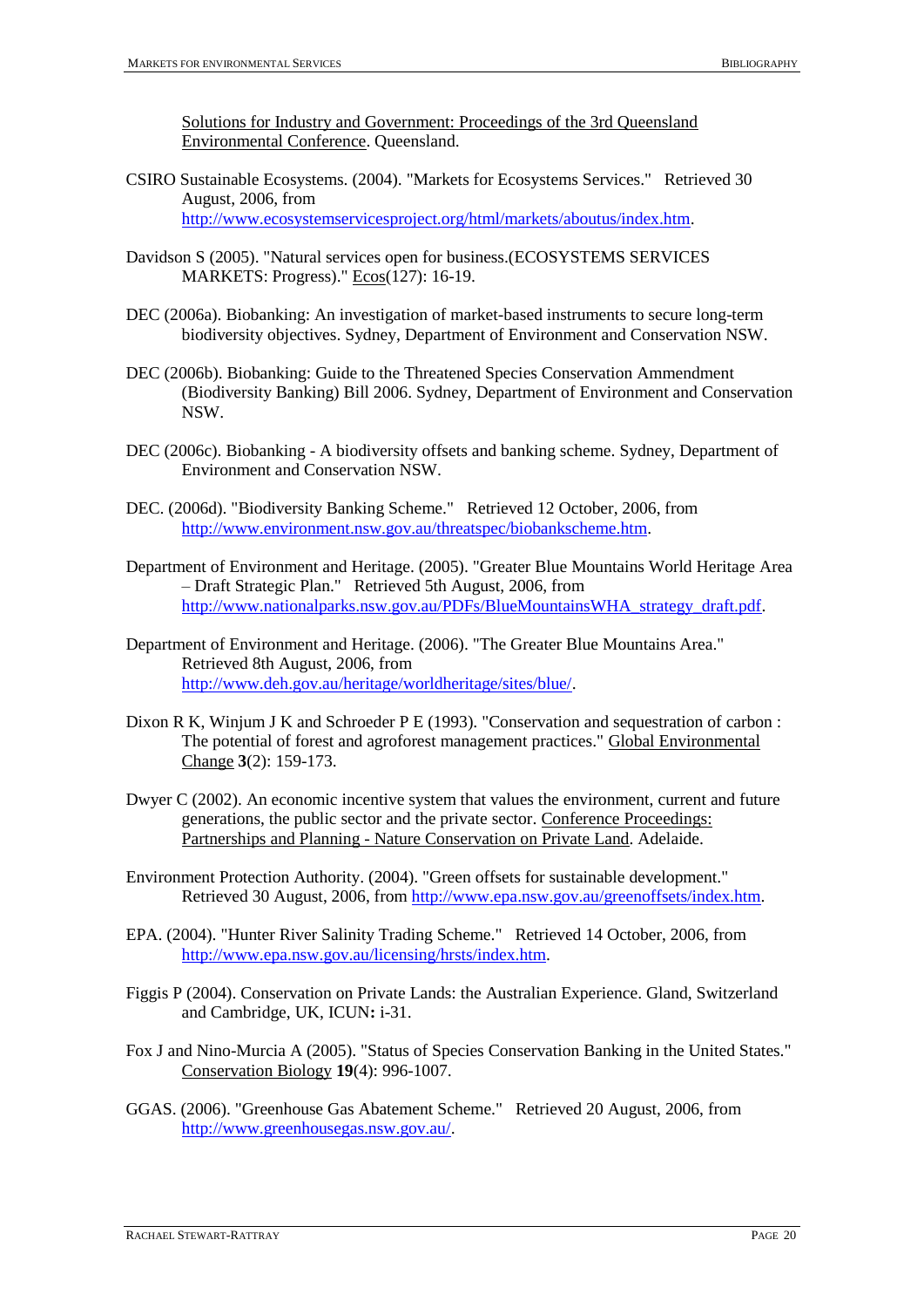Solutions for Industry and Government: Proceedings of the 3rd Queensland Environmental Conference. Queensland.

CSIRO Sustainable Ecosystems. (2004). "Markets for Ecosystems Services." Retrieved 30 August, 2006, from http://www.ecosystemservicesproject.org/html/markets/aboutus/index.htm.

Davidson S (2005). "Natural services open for business.(ECOSYSTEMS SERVICES MARKETS: Progress)." Ecos(127): 16-19.

DEC (2006a). Biobanking: An investigation of market-based instruments to secure long-term biodiversity objectives. Sydney, Department of Environment and Conservation NSW.

DEC (2006b). Biobanking: Guide to the Threatened Species Conservation Ammendment (Biodiversity Banking) Bill 2006. Sydney, Department of Environment and Conservation NSW.

DEC (2006c). Biobanking - A biodiversity offsets and banking scheme. Sydney, Department of Environment and Conservation NSW.

DEC. (2006d). "Biodiversity Banking Scheme." Retrieved 12 October, 2006, from http://www.environment.nsw.gov.au/threatspec/biobankscheme.htm.

Department of Environment and Heritage. (2005). "Greater Blue Mountains World Heritage Area – Draft Strategic Plan." Retrieved 5th August, 2006, from http://www.nationalparks.nsw.gov.au/PDFs/BlueMountainsWHA_strategy_draft.pdf.

Department of Environment and Heritage. (2006). "The Greater Blue Mountains Area." Retrieved 8th August, 2006, from http://www.deh.gov.au/heritage/worldheritage/sites/blue/.

Dixon R K, Winjum J K and Schroeder P E (1993). "Conservation and sequestration of carbon : The potential of forest and agroforest management practices." Global Environmental Change **3**(2): 159-173.

Dwyer C (2002). An economic incentive system that values the environment, current and future generations, the public sector and the private sector. Conference Proceedings: Partnerships and Planning - Nature Conservation on Private Land. Adelaide.

Environment Protection Authority. (2004). "Green offsets for sustainable development." Retrieved 30 August, 2006, from http://www.epa.nsw.gov.au/greenoffsets/index.htm.

EPA. (2004). "Hunter River Salinity Trading Scheme." Retrieved 14 October, 2006, from http://www.epa.nsw.gov.au/licensing/hrsts/index.htm.

Figgis P (2004). Conservation on Private Lands: the Australian Experience. Gland, Switzerland and Cambridge, UK, ICUN**:** i-31.

Fox J and Nino-Murcia A (2005). "Status of Species Conservation Banking in the United States." Conservation Biology **19**(4): 996-1007.

GGAS. (2006). "Greenhouse Gas Abatement Scheme." Retrieved 20 August, 2006, from http://www.greenhousegas.nsw.gov.au/.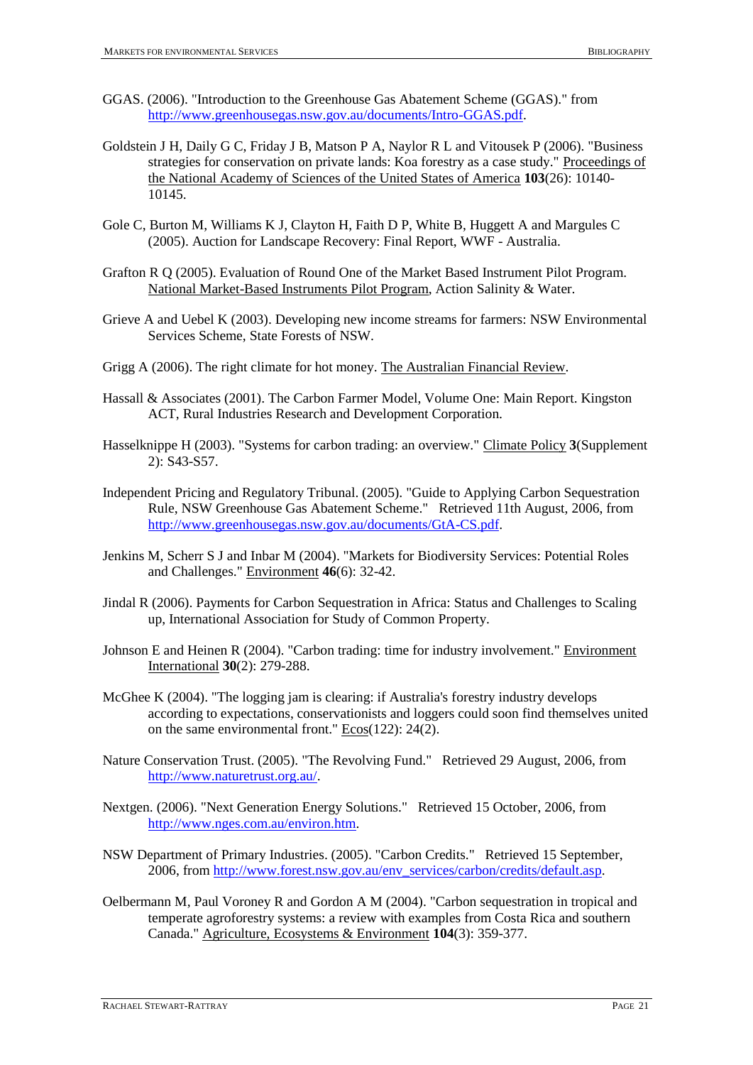GGAS. (2006). "Introduction to the Greenhouse Gas Abatement Scheme (GGAS)." from http://www.greenhousegas.nsw.gov.au/documents/Intro-GGAS.pdf.

Goldstein J H, Daily G C, Friday J B, Matson P A, Naylor R L and Vitousek P (2006). "Business strategies for conservation on private lands: Koa forestry as a case study." Proceedings of the National Academy of Sciences of the United States of America **103**(26): 10140-10145.

Gole C, Burton M, Williams K J, Clayton H, Faith D P, White B, Huggett A and Margules C (2005). Auction for Landscape Recovery: Final Report, WWF - Australia.

Grafton R Q (2005). Evaluation of Round One of the Market Based Instrument Pilot Program. National Market-Based Instruments Pilot Program, Action Salinity & Water.

Grieve A and Uebel K (2003). Developing new income streams for farmers: NSW Environmental Services Scheme, State Forests of NSW.

Grigg A (2006). The right climate for hot money. The Australian Financial Review.

Hassall & Associates (2001). The Carbon Farmer Model, Volume One: Main Report. Kingston ACT, Rural Industries Research and Development Corporation.

Hasselknippe H (2003). "Systems for carbon trading: an overview." Climate Policy **3**(Supplement 2): S43-S57.

Independent Pricing and Regulatory Tribunal. (2005). "Guide to Applying Carbon Sequestration Rule, NSW Greenhouse Gas Abatement Scheme." Retrieved 11th August, 2006, from http://www.greenhousegas.nsw.gov.au/documents/GtA-CS.pdf.

Jenkins M, Scherr S J and Inbar M (2004). "Markets for Biodiversity Services: Potential Roles and Challenges." Environment **46**(6): 32-42.

Jindal R (2006). Payments for Carbon Sequestration in Africa: Status and Challenges to Scaling up, International Association for Study of Common Property.

Johnson E and Heinen R (2004). "Carbon trading: time for industry involvement." Environment International **30**(2): 279-288.

McGhee K (2004). "The logging jam is clearing: if Australia's forestry industry develops according to expectations, conservationists and loggers could soon find themselves united on the same environmental front." Ecos(122): 24(2).

Nature Conservation Trust. (2005). "The Revolving Fund." Retrieved 29 August, 2006, from http://www.naturetrust.org.au/.

Nextgen. (2006). "Next Generation Energy Solutions." Retrieved 15 October, 2006, from http://www.nges.com.au/environ.htm.

NSW Department of Primary Industries. (2005). "Carbon Credits." Retrieved 15 September, 2006, from http://www.forest.nsw.gov.au/env_services/carbon/credits/default.asp.

Oelbermann M, Paul Voroney R and Gordon A M (2004). "Carbon sequestration in tropical and temperate agroforestry systems: a review with examples from Costa Rica and southern Canada." Agriculture, Ecosystems & Environment **104**(3): 359-377.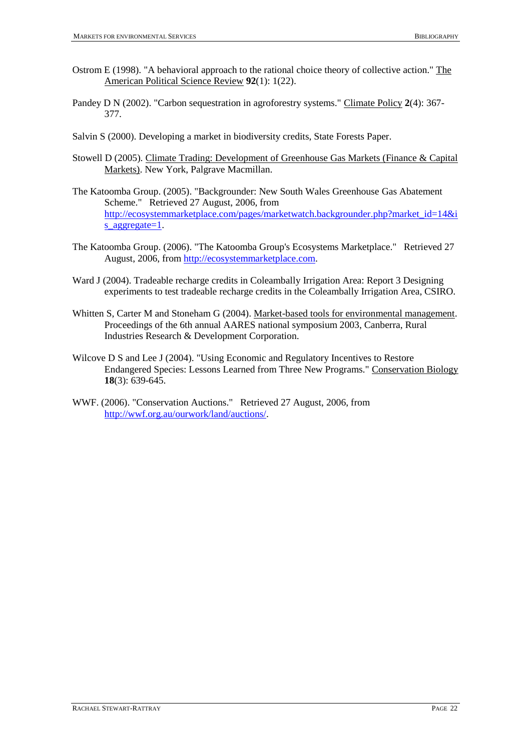Ostrom E (1998). "A behavioral approach to the rational choice theory of collective action." The American Political Science Review **92**(1): 1(22).

Pandey D N (2002). "Carbon sequestration in agroforestry systems." Climate Policy **2**(4): 367-377.

Salvin S (2000). Developing a market in biodiversity credits, State Forests Paper.

Stowell D (2005). Climate Trading: Development of Greenhouse Gas Markets (Finance & Capital Markets). New York, Palgrave Macmillan.

The Katoomba Group. (2005). "Backgrounder: New South Wales Greenhouse Gas Abatement Scheme." Retrieved 27 August, 2006, from http://ecosystemmarketplace.com/pages/marketwatch.backgrounder.php?market_id=14&is_aggregate=1.

The Katoomba Group. (2006). "The Katoomba Group's Ecosystems Marketplace." Retrieved 27 August, 2006, from http://ecosystemmarketplace.com.

Ward J (2004). Tradeable recharge credits in Coleambally Irrigation Area: Report 3 Designing experiments to test tradeable recharge credits in the Coleambally Irrigation Area, CSIRO.

Whitten S, Carter M and Stoneham G (2004). Market-based tools for environmental management. Proceedings of the 6th annual AARES national symposium 2003, Canberra, Rural Industries Research & Development Corporation.

Wilcove D S and Lee J (2004). "Using Economic and Regulatory Incentives to Restore Endangered Species: Lessons Learned from Three New Programs." Conservation Biology **18**(3): 639-645.

WWF. (2006). "Conservation Auctions." Retrieved 27 August, 2006, from http://wwf.org.au/ourwork/land/auctions/.